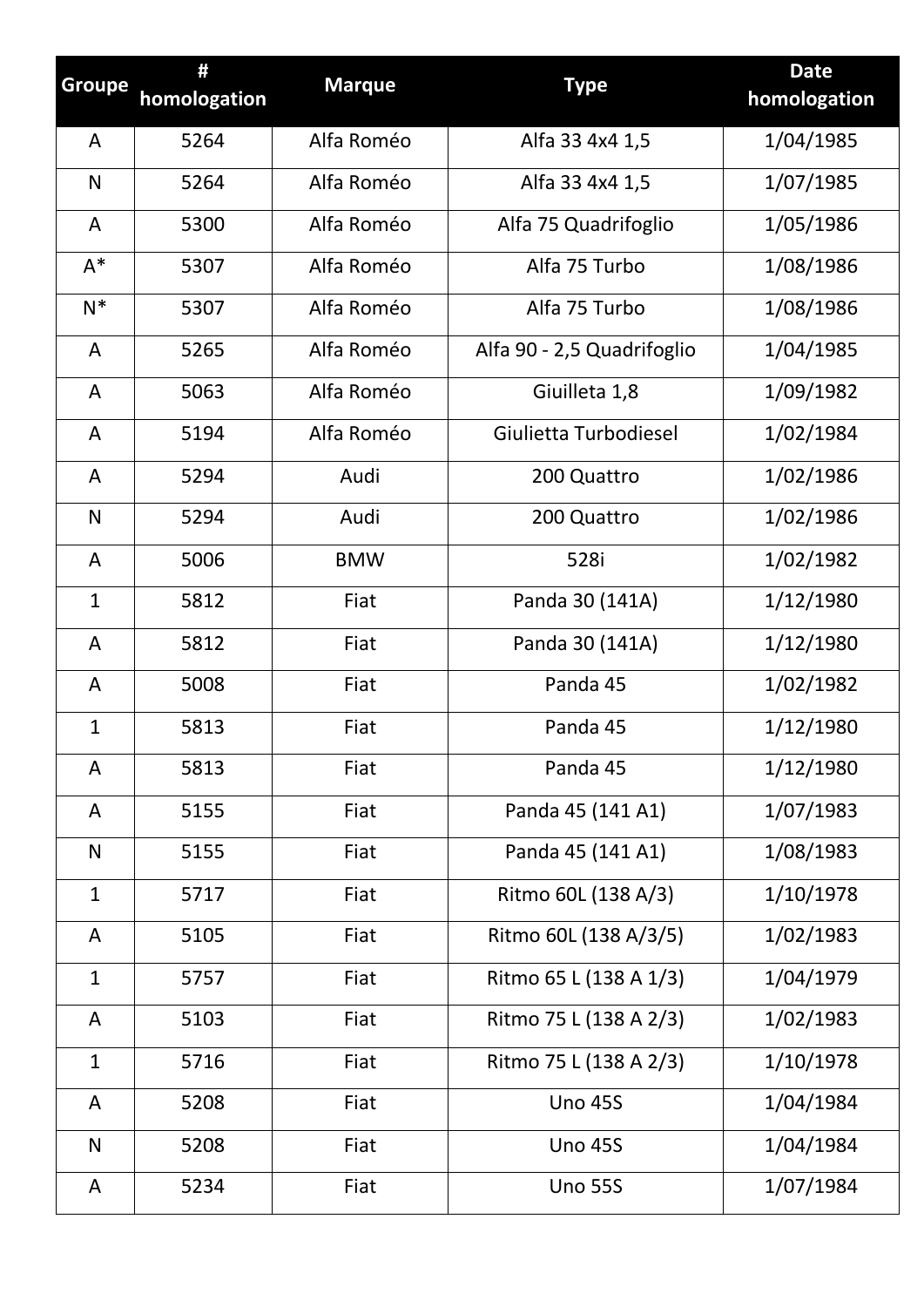| Groupe | # homologation | Marque | Type | Date homologation |
|---|---|---|---|---|
| A | 5264 | Alfa Roméo | Alfa 33 4x4 1,5 | 1/04/1985 |
| N | 5264 | Alfa Roméo | Alfa 33 4x4 1,5 | 1/07/1985 |
| A | 5300 | Alfa Roméo | Alfa 75 Quadrifoglio | 1/05/1986 |
| A* | 5307 | Alfa Roméo | Alfa 75 Turbo | 1/08/1986 |
| N* | 5307 | Alfa Roméo | Alfa 75 Turbo | 1/08/1986 |
| A | 5265 | Alfa Roméo | Alfa 90 - 2,5 Quadrifoglio | 1/04/1985 |
| A | 5063 | Alfa Roméo | Giuilleta 1,8 | 1/09/1982 |
| A | 5194 | Alfa Roméo | Giulietta Turbodiesel | 1/02/1984 |
| A | 5294 | Audi | 200 Quattro | 1/02/1986 |
| N | 5294 | Audi | 200 Quattro | 1/02/1986 |
| A | 5006 | BMW | 528i | 1/02/1982 |
| 1 | 5812 | Fiat | Panda 30 (141A) | 1/12/1980 |
| A | 5812 | Fiat | Panda 30 (141A) | 1/12/1980 |
| A | 5008 | Fiat | Panda 45 | 1/02/1982 |
| 1 | 5813 | Fiat | Panda 45 | 1/12/1980 |
| A | 5813 | Fiat | Panda 45 | 1/12/1980 |
| A | 5155 | Fiat | Panda 45 (141 A1) | 1/07/1983 |
| N | 5155 | Fiat | Panda 45 (141 A1) | 1/08/1983 |
| 1 | 5717 | Fiat | Ritmo 60L (138 A/3) | 1/10/1978 |
| A | 5105 | Fiat | Ritmo 60L (138 A/3/5) | 1/02/1983 |
| 1 | 5757 | Fiat | Ritmo 65 L (138 A 1/3) | 1/04/1979 |
| A | 5103 | Fiat | Ritmo 75 L (138 A 2/3) | 1/02/1983 |
| 1 | 5716 | Fiat | Ritmo 75 L (138 A 2/3) | 1/10/1978 |
| A | 5208 | Fiat | Uno 45S | 1/04/1984 |
| N | 5208 | Fiat | Uno 45S | 1/04/1984 |
| A | 5234 | Fiat | Uno 55S | 1/07/1984 |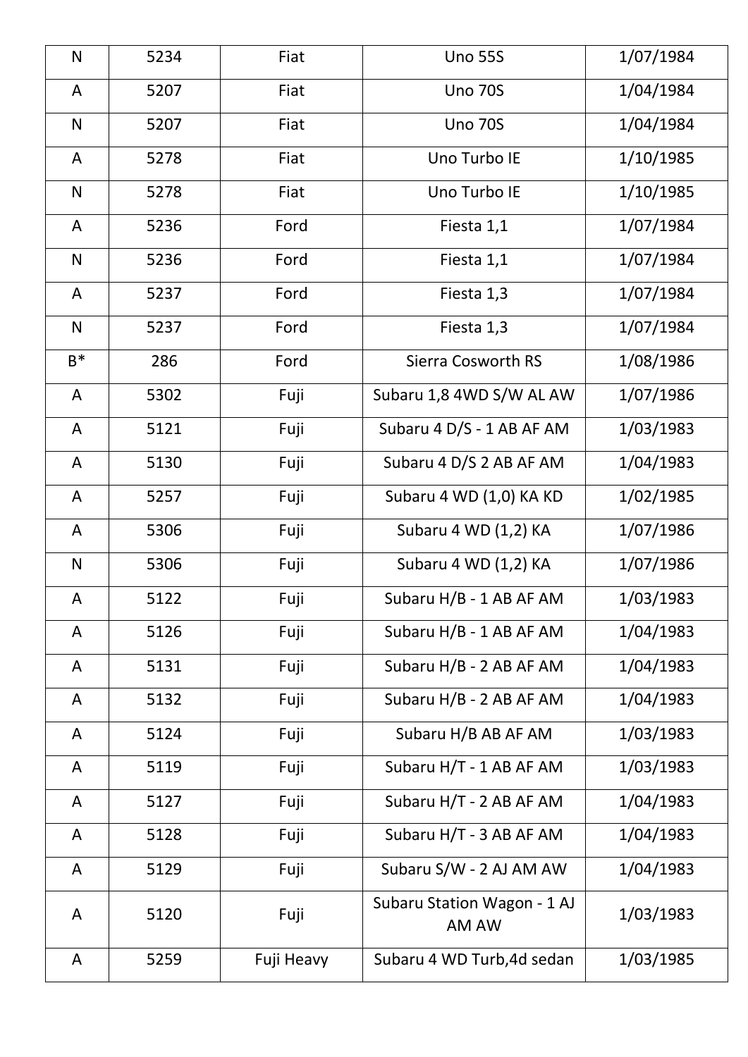| | | | | |
|---|---|---|---|---|
| N | 5234 | Fiat | Uno 55S | 1/07/1984 |
| A | 5207 | Fiat | Uno 70S | 1/04/1984 |
| N | 5207 | Fiat | Uno 70S | 1/04/1984 |
| A | 5278 | Fiat | Uno Turbo IE | 1/10/1985 |
| N | 5278 | Fiat | Uno Turbo IE | 1/10/1985 |
| A | 5236 | Ford | Fiesta 1,1 | 1/07/1984 |
| N | 5236 | Ford | Fiesta 1,1 | 1/07/1984 |
| A | 5237 | Ford | Fiesta 1,3 | 1/07/1984 |
| N | 5237 | Ford | Fiesta 1,3 | 1/07/1984 |
| B* | 286 | Ford | Sierra Cosworth RS | 1/08/1986 |
| A | 5302 | Fuji | Subaru 1,8 4WD S/W AL AW | 1/07/1986 |
| A | 5121 | Fuji | Subaru 4 D/S - 1 AB AF AM | 1/03/1983 |
| A | 5130 | Fuji | Subaru 4 D/S 2 AB AF AM | 1/04/1983 |
| A | 5257 | Fuji | Subaru 4 WD (1,0) KA KD | 1/02/1985 |
| A | 5306 | Fuji | Subaru 4 WD (1,2) KA | 1/07/1986 |
| N | 5306 | Fuji | Subaru 4 WD (1,2) KA | 1/07/1986 |
| A | 5122 | Fuji | Subaru H/B - 1 AB AF AM | 1/03/1983 |
| A | 5126 | Fuji | Subaru H/B - 1 AB AF AM | 1/04/1983 |
| A | 5131 | Fuji | Subaru H/B - 2 AB AF AM | 1/04/1983 |
| A | 5132 | Fuji | Subaru H/B - 2 AB AF AM | 1/04/1983 |
| A | 5124 | Fuji | Subaru H/B AB AF AM | 1/03/1983 |
| A | 5119 | Fuji | Subaru H/T - 1 AB AF AM | 1/03/1983 |
| A | 5127 | Fuji | Subaru H/T - 2 AB AF AM | 1/04/1983 |
| A | 5128 | Fuji | Subaru H/T - 3 AB AF AM | 1/04/1983 |
| A | 5129 | Fuji | Subaru S/W - 2 AJ AM AW | 1/04/1983 |
| A | 5120 | Fuji | Subaru Station Wagon - 1 AJ AM AW | 1/03/1983 |
| A | 5259 | Fuji Heavy | Subaru 4 WD Turb,4d sedan | 1/03/1985 |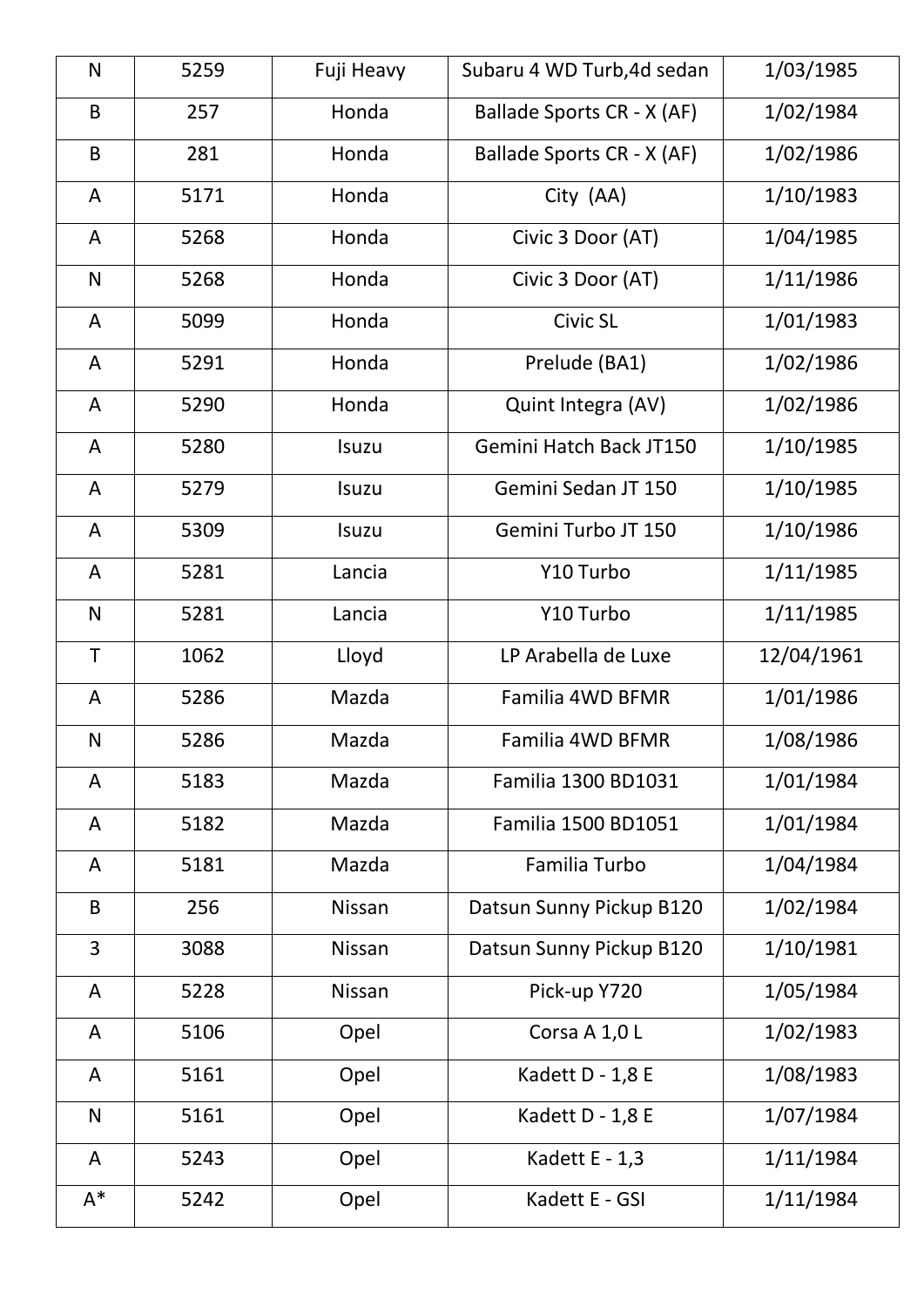| N | 5259 | Fuji Heavy | Subaru 4 WD Turb,4d sedan | 1/03/1985 |
|---|---|---|---|---|
| B | 257 | Honda | Ballade Sports CR - X (AF) | 1/02/1984 |
| B | 281 | Honda | Ballade Sports CR - X (AF) | 1/02/1986 |
| A | 5171 | Honda | City (AA) | 1/10/1983 |
| A | 5268 | Honda | Civic 3 Door (AT) | 1/04/1985 |
| N | 5268 | Honda | Civic 3 Door (AT) | 1/11/1986 |
| A | 5099 | Honda | Civic SL | 1/01/1983 |
| A | 5291 | Honda | Prelude (BA1) | 1/02/1986 |
| A | 5290 | Honda | Quint Integra (AV) | 1/02/1986 |
| A | 5280 | Isuzu | Gemini Hatch Back JT150 | 1/10/1985 |
| A | 5279 | Isuzu | Gemini Sedan JT 150 | 1/10/1985 |
| A | 5309 | Isuzu | Gemini Turbo JT 150 | 1/10/1986 |
| A | 5281 | Lancia | Y10 Turbo | 1/11/1985 |
| N | 5281 | Lancia | Y10 Turbo | 1/11/1985 |
| T | 1062 | Lloyd | LP Arabella de Luxe | 12/04/1961 |
| A | 5286 | Mazda | Familia 4WD BFMR | 1/01/1986 |
| N | 5286 | Mazda | Familia 4WD BFMR | 1/08/1986 |
| A | 5183 | Mazda | Familia 1300 BD1031 | 1/01/1984 |
| A | 5182 | Mazda | Familia 1500 BD1051 | 1/01/1984 |
| A | 5181 | Mazda | Familia Turbo | 1/04/1984 |
| B | 256 | Nissan | Datsun Sunny Pickup B120 | 1/02/1984 |
| 3 | 3088 | Nissan | Datsun Sunny Pickup B120 | 1/10/1981 |
| A | 5228 | Nissan | Pick-up Y720 | 1/05/1984 |
| A | 5106 | Opel | Corsa A 1,0 L | 1/02/1983 |
| A | 5161 | Opel | Kadett D - 1,8 E | 1/08/1983 |
| N | 5161 | Opel | Kadett D - 1,8 E | 1/07/1984 |
| A | 5243 | Opel | Kadett E - 1,3 | 1/11/1984 |
| A* | 5242 | Opel | Kadett E - GSI | 1/11/1984 |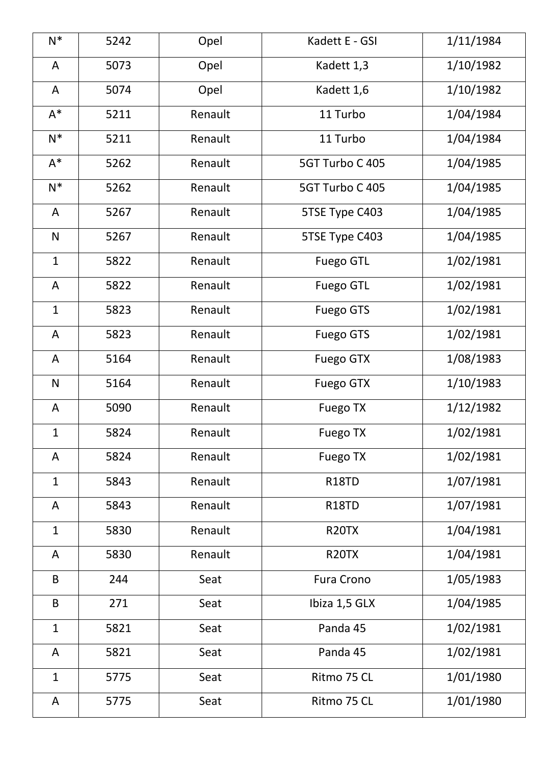| | | | | |
|---|---|---|---|---|
| N* | 5242 | Opel | Kadett E - GSI | 1/11/1984 |
| A | 5073 | Opel | Kadett 1,3 | 1/10/1982 |
| A | 5074 | Opel | Kadett 1,6 | 1/10/1982 |
| A* | 5211 | Renault | 11 Turbo | 1/04/1984 |
| N* | 5211 | Renault | 11 Turbo | 1/04/1984 |
| A* | 5262 | Renault | 5GT Turbo C 405 | 1/04/1985 |
| N* | 5262 | Renault | 5GT Turbo C 405 | 1/04/1985 |
| A | 5267 | Renault | 5TSE Type C403 | 1/04/1985 |
| N | 5267 | Renault | 5TSE Type C403 | 1/04/1985 |
| 1 | 5822 | Renault | Fuego GTL | 1/02/1981 |
| A | 5822 | Renault | Fuego GTL | 1/02/1981 |
| 1 | 5823 | Renault | Fuego GTS | 1/02/1981 |
| A | 5823 | Renault | Fuego GTS | 1/02/1981 |
| A | 5164 | Renault | Fuego GTX | 1/08/1983 |
| N | 5164 | Renault | Fuego GTX | 1/10/1983 |
| A | 5090 | Renault | Fuego TX | 1/12/1982 |
| 1 | 5824 | Renault | Fuego TX | 1/02/1981 |
| A | 5824 | Renault | Fuego TX | 1/02/1981 |
| 1 | 5843 | Renault | R18TD | 1/07/1981 |
| A | 5843 | Renault | R18TD | 1/07/1981 |
| 1 | 5830 | Renault | R20TX | 1/04/1981 |
| A | 5830 | Renault | R20TX | 1/04/1981 |
| B | 244 | Seat | Fura Crono | 1/05/1983 |
| B | 271 | Seat | Ibiza 1,5 GLX | 1/04/1985 |
| 1 | 5821 | Seat | Panda 45 | 1/02/1981 |
| A | 5821 | Seat | Panda 45 | 1/02/1981 |
| 1 | 5775 | Seat | Ritmo 75 CL | 1/01/1980 |
| A | 5775 | Seat | Ritmo 75 CL | 1/01/1980 |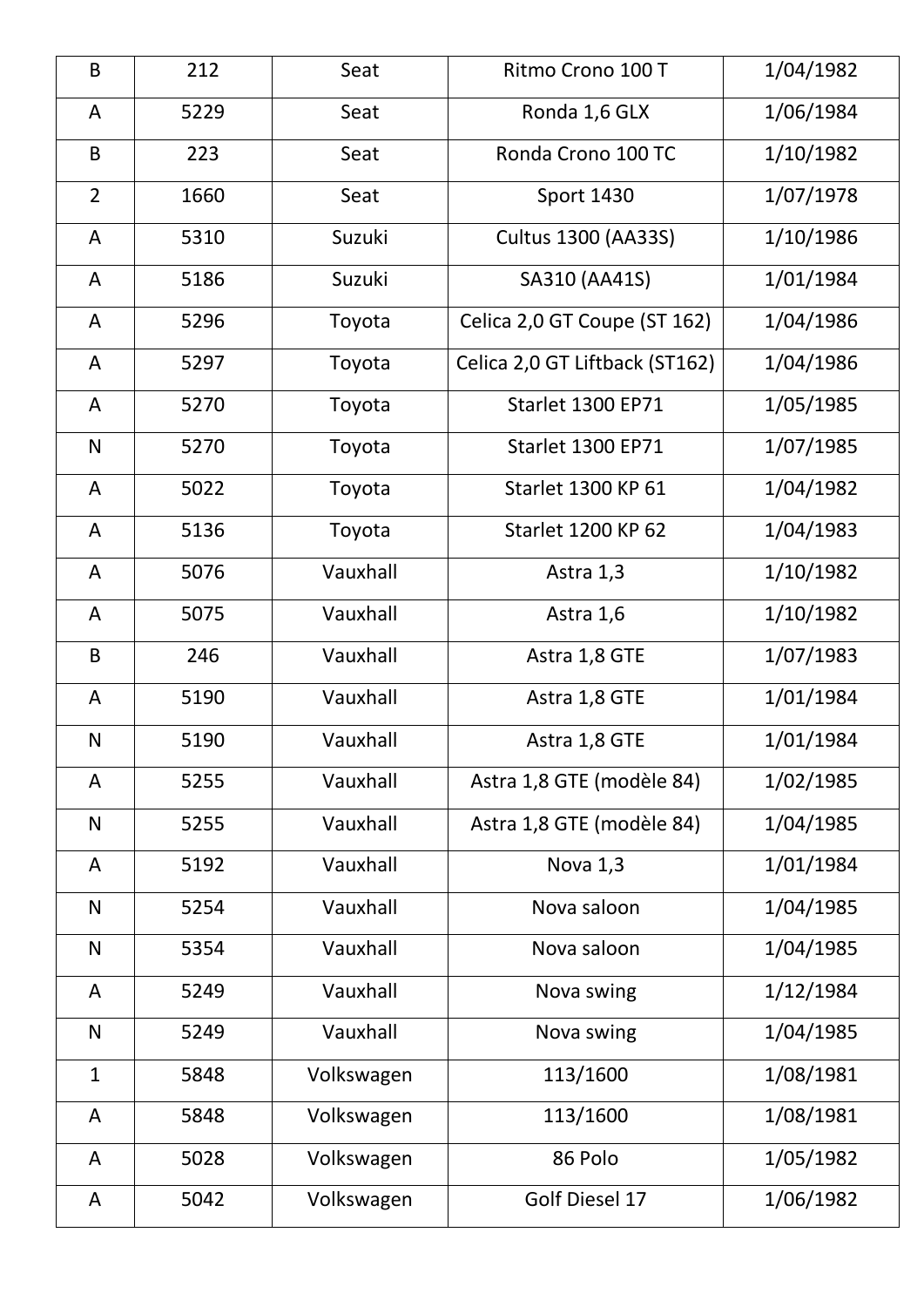| B | 212 | Seat | Ritmo Crono 100 T | 1/04/1982 |
|---|---|---|---|---|
| A | 5229 | Seat | Ronda 1,6 GLX | 1/06/1984 |
| B | 223 | Seat | Ronda Crono 100 TC | 1/10/1982 |
| 2 | 1660 | Seat | Sport 1430 | 1/07/1978 |
| A | 5310 | Suzuki | Cultus 1300 (AA33S) | 1/10/1986 |
| A | 5186 | Suzuki | SA310 (AA41S) | 1/01/1984 |
| A | 5296 | Toyota | Celica 2,0 GT Coupe (ST 162) | 1/04/1986 |
| A | 5297 | Toyota | Celica 2,0 GT Liftback (ST162) | 1/04/1986 |
| A | 5270 | Toyota | Starlet 1300 EP71 | 1/05/1985 |
| N | 5270 | Toyota | Starlet 1300 EP71 | 1/07/1985 |
| A | 5022 | Toyota | Starlet 1300 KP 61 | 1/04/1982 |
| A | 5136 | Toyota | Starlet 1200 KP 62 | 1/04/1983 |
| A | 5076 | Vauxhall | Astra 1,3 | 1/10/1982 |
| A | 5075 | Vauxhall | Astra 1,6 | 1/10/1982 |
| B | 246 | Vauxhall | Astra 1,8 GTE | 1/07/1983 |
| A | 5190 | Vauxhall | Astra 1,8 GTE | 1/01/1984 |
| N | 5190 | Vauxhall | Astra 1,8 GTE | 1/01/1984 |
| A | 5255 | Vauxhall | Astra 1,8 GTE (modèle 84) | 1/02/1985 |
| N | 5255 | Vauxhall | Astra 1,8 GTE (modèle 84) | 1/04/1985 |
| A | 5192 | Vauxhall | Nova 1,3 | 1/01/1984 |
| N | 5254 | Vauxhall | Nova saloon | 1/04/1985 |
| N | 5354 | Vauxhall | Nova saloon | 1/04/1985 |
| A | 5249 | Vauxhall | Nova swing | 1/12/1984 |
| N | 5249 | Vauxhall | Nova swing | 1/04/1985 |
| 1 | 5848 | Volkswagen | 113/1600 | 1/08/1981 |
| A | 5848 | Volkswagen | 113/1600 | 1/08/1981 |
| A | 5028 | Volkswagen | 86 Polo | 1/05/1982 |
| A | 5042 | Volkswagen | Golf Diesel 17 | 1/06/1982 |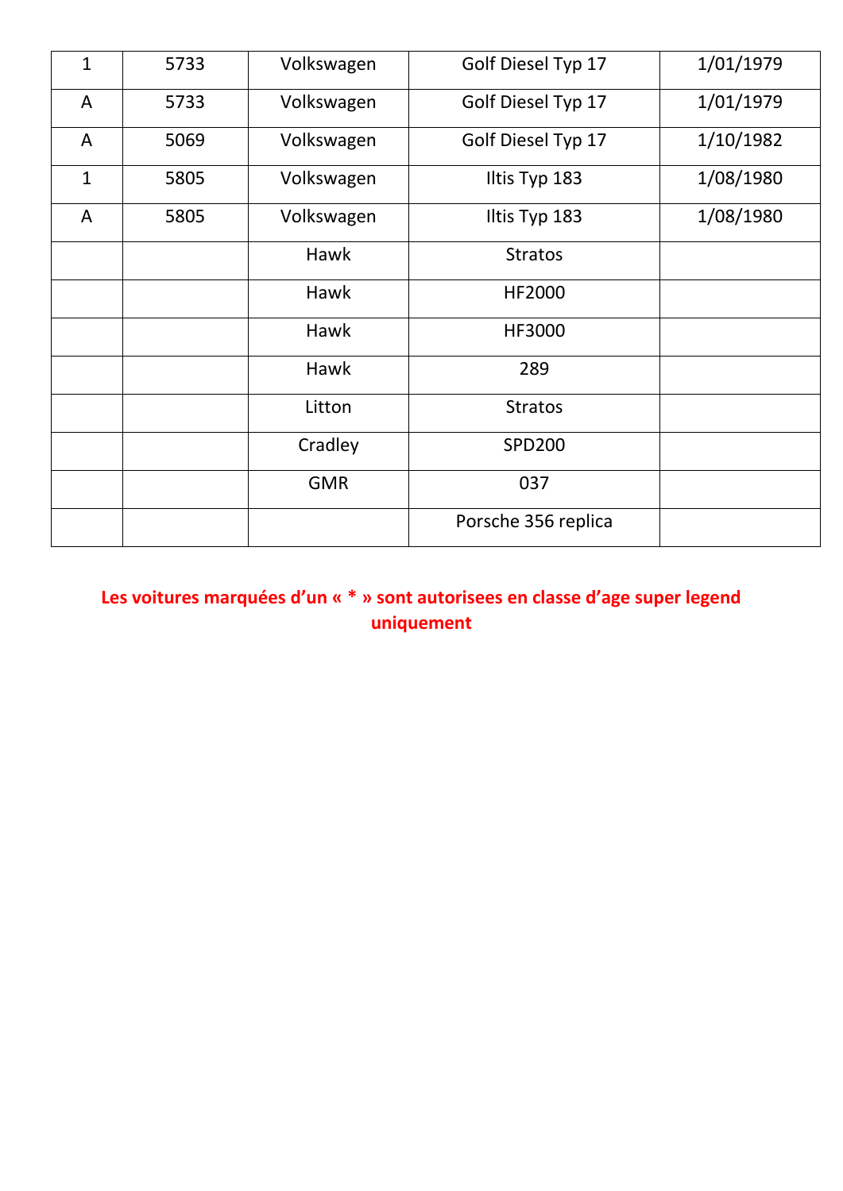| | | | | |
|---|---|---|---|---|
| 1 | 5733 | Volkswagen | Golf Diesel Typ 17 | 1/01/1979 |
| A | 5733 | Volkswagen | Golf Diesel Typ 17 | 1/01/1979 |
| A | 5069 | Volkswagen | Golf Diesel Typ 17 | 1/10/1982 |
| 1 | 5805 | Volkswagen | Iltis Typ 183 | 1/08/1980 |
| A | 5805 | Volkswagen | Iltis Typ 183 | 1/08/1980 |
| | | Hawk | Stratos | |
| | | Hawk | HF2000 | |
| | | Hawk | HF3000 | |
| | | Hawk | 289 | |
| | | Litton | Stratos | |
| | | Cradley | SPD200 | |
| | | GMR | 037 | |
| | | | Porsche 356 replica | |

**Les voitures marquées d'un « * » sont autorisees en classe d'age super legend uniquement**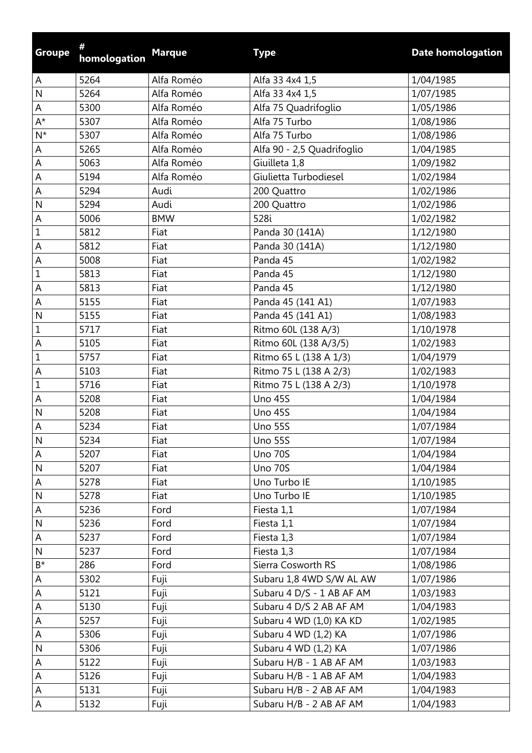| Groupe | # homologation | Marque | Type | Date homologation |
|---|---|---|---|---|
| A | 5264 | Alfa Roméo | Alfa 33 4x4 1,5 | 1/04/1985 |
| N | 5264 | Alfa Roméo | Alfa 33 4x4 1,5 | 1/07/1985 |
| A | 5300 | Alfa Roméo | Alfa 75 Quadrifoglio | 1/05/1986 |
| A* | 5307 | Alfa Roméo | Alfa 75 Turbo | 1/08/1986 |
| N* | 5307 | Alfa Roméo | Alfa 75 Turbo | 1/08/1986 |
| A | 5265 | Alfa Roméo | Alfa 90 - 2,5 Quadrifoglio | 1/04/1985 |
| A | 5063 | Alfa Roméo | Giuilleta 1,8 | 1/09/1982 |
| A | 5194 | Alfa Roméo | Giulietta Turbodiesel | 1/02/1984 |
| A | 5294 | Audi | 200 Quattro | 1/02/1986 |
| N | 5294 | Audi | 200 Quattro | 1/02/1986 |
| A | 5006 | BMW | 528i | 1/02/1982 |
| 1 | 5812 | Fiat | Panda 30 (141A) | 1/12/1980 |
| A | 5812 | Fiat | Panda 30 (141A) | 1/12/1980 |
| A | 5008 | Fiat | Panda 45 | 1/02/1982 |
| 1 | 5813 | Fiat | Panda 45 | 1/12/1980 |
| A | 5813 | Fiat | Panda 45 | 1/12/1980 |
| A | 5155 | Fiat | Panda 45 (141 A1) | 1/07/1983 |
| N | 5155 | Fiat | Panda 45 (141 A1) | 1/08/1983 |
| 1 | 5717 | Fiat | Ritmo 60L (138 A/3) | 1/10/1978 |
| A | 5105 | Fiat | Ritmo 60L (138 A/3/5) | 1/02/1983 |
| 1 | 5757 | Fiat | Ritmo 65 L (138 A 1/3) | 1/04/1979 |
| A | 5103 | Fiat | Ritmo 75 L (138 A 2/3) | 1/02/1983 |
| 1 | 5716 | Fiat | Ritmo 75 L (138 A 2/3) | 1/10/1978 |
| A | 5208 | Fiat | Uno 45S | 1/04/1984 |
| N | 5208 | Fiat | Uno 45S | 1/04/1984 |
| A | 5234 | Fiat | Uno 55S | 1/07/1984 |
| N | 5234 | Fiat | Uno 55S | 1/07/1984 |
| A | 5207 | Fiat | Uno 70S | 1/04/1984 |
| N | 5207 | Fiat | Uno 70S | 1/04/1984 |
| A | 5278 | Fiat | Uno Turbo IE | 1/10/1985 |
| N | 5278 | Fiat | Uno Turbo IE | 1/10/1985 |
| A | 5236 | Ford | Fiesta 1,1 | 1/07/1984 |
| N | 5236 | Ford | Fiesta 1,1 | 1/07/1984 |
| A | 5237 | Ford | Fiesta 1,3 | 1/07/1984 |
| N | 5237 | Ford | Fiesta 1,3 | 1/07/1984 |
| B* | 286 | Ford | Sierra Cosworth RS | 1/08/1986 |
| A | 5302 | Fuji | Subaru 1,8 4WD S/W AL AW | 1/07/1986 |
| A | 5121 | Fuji | Subaru 4 D/S - 1 AB AF AM | 1/03/1983 |
| A | 5130 | Fuji | Subaru 4 D/S 2 AB AF AM | 1/04/1983 |
| A | 5257 | Fuji | Subaru 4 WD (1,0) KA KD | 1/02/1985 |
| A | 5306 | Fuji | Subaru 4 WD (1,2) KA | 1/07/1986 |
| N | 5306 | Fuji | Subaru 4 WD (1,2) KA | 1/07/1986 |
| A | 5122 | Fuji | Subaru H/B - 1 AB AF AM | 1/03/1983 |
| A | 5126 | Fuji | Subaru H/B - 1 AB AF AM | 1/04/1983 |
| A | 5131 | Fuji | Subaru H/B - 2 AB AF AM | 1/04/1983 |
| A | 5132 | Fuji | Subaru H/B - 2 AB AF AM | 1/04/1983 |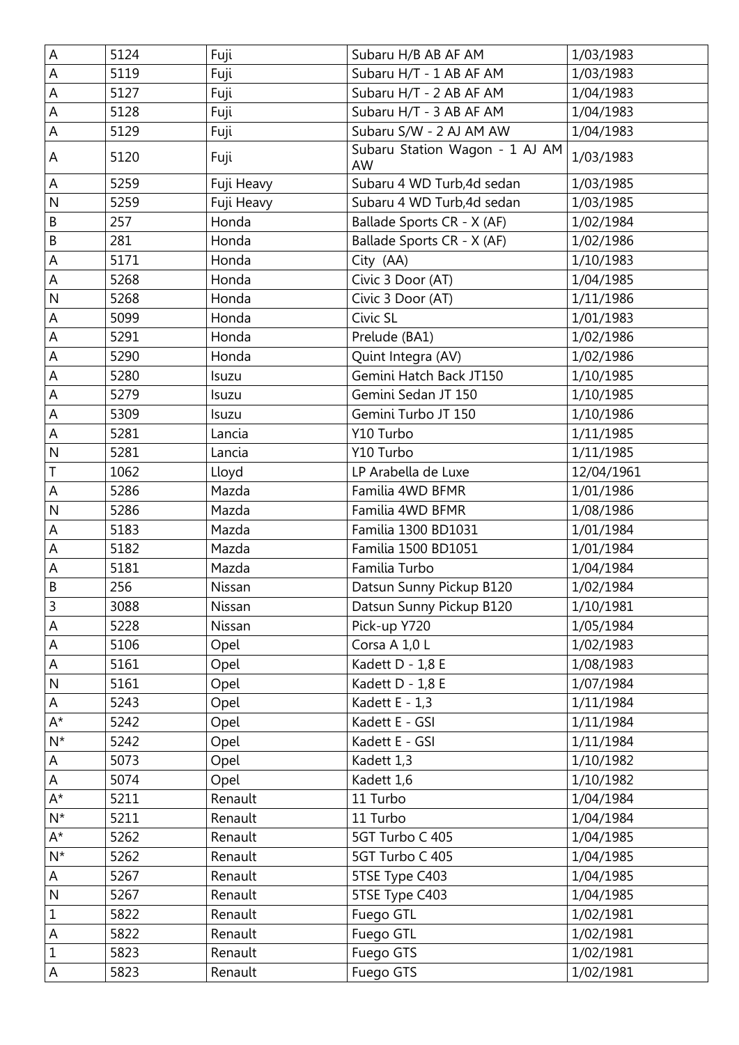| A | 5124 | Fuji | Subaru H/B AB AF AM | 1/03/1983 |
|---|---|---|---|---|
| A | 5119 | Fuji | Subaru H/T - 1 AB AF AM | 1/03/1983 |
| A | 5127 | Fuji | Subaru H/T - 2 AB AF AM | 1/04/1983 |
| A | 5128 | Fuji | Subaru H/T - 3 AB AF AM | 1/04/1983 |
| A | 5129 | Fuji | Subaru S/W - 2 AJ AM AW | 1/04/1983 |
| A | 5120 | Fuji | Subaru Station Wagon - 1 AJ AM AW | 1/03/1983 |
| A | 5259 | Fuji Heavy | Subaru 4 WD Turb,4d sedan | 1/03/1985 |
| N | 5259 | Fuji Heavy | Subaru 4 WD Turb,4d sedan | 1/03/1985 |
| B | 257 | Honda | Ballade Sports CR - X (AF) | 1/02/1984 |
| B | 281 | Honda | Ballade Sports CR - X (AF) | 1/02/1986 |
| A | 5171 | Honda | City (AA) | 1/10/1983 |
| A | 5268 | Honda | Civic 3 Door (AT) | 1/04/1985 |
| N | 5268 | Honda | Civic 3 Door (AT) | 1/11/1986 |
| A | 5099 | Honda | Civic SL | 1/01/1983 |
| A | 5291 | Honda | Prelude (BA1) | 1/02/1986 |
| A | 5290 | Honda | Quint Integra (AV) | 1/02/1986 |
| A | 5280 | Isuzu | Gemini Hatch Back JT150 | 1/10/1985 |
| A | 5279 | Isuzu | Gemini Sedan JT 150 | 1/10/1985 |
| A | 5309 | Isuzu | Gemini Turbo JT 150 | 1/10/1986 |
| A | 5281 | Lancia | Y10 Turbo | 1/11/1985 |
| N | 5281 | Lancia | Y10 Turbo | 1/11/1985 |
| T | 1062 | Lloyd | LP Arabella de Luxe | 12/04/1961 |
| A | 5286 | Mazda | Familia 4WD BFMR | 1/01/1986 |
| N | 5286 | Mazda | Familia 4WD BFMR | 1/08/1986 |
| A | 5183 | Mazda | Familia 1300 BD1031 | 1/01/1984 |
| A | 5182 | Mazda | Familia 1500 BD1051 | 1/01/1984 |
| A | 5181 | Mazda | Familia Turbo | 1/04/1984 |
| B | 256 | Nissan | Datsun Sunny Pickup B120 | 1/02/1984 |
| 3 | 3088 | Nissan | Datsun Sunny Pickup B120 | 1/10/1981 |
| A | 5228 | Nissan | Pick-up Y720 | 1/05/1984 |
| A | 5106 | Opel | Corsa A 1,0 L | 1/02/1983 |
| A | 5161 | Opel | Kadett D - 1,8 E | 1/08/1983 |
| N | 5161 | Opel | Kadett D - 1,8 E | 1/07/1984 |
| A | 5243 | Opel | Kadett E - 1,3 | 1/11/1984 |
| A* | 5242 | Opel | Kadett E - GSI | 1/11/1984 |
| N* | 5242 | Opel | Kadett E - GSI | 1/11/1984 |
| A | 5073 | Opel | Kadett 1,3 | 1/10/1982 |
| A | 5074 | Opel | Kadett 1,6 | 1/10/1982 |
| A* | 5211 | Renault | 11 Turbo | 1/04/1984 |
| N* | 5211 | Renault | 11 Turbo | 1/04/1984 |
| A* | 5262 | Renault | 5GT Turbo C 405 | 1/04/1985 |
| N* | 5262 | Renault | 5GT Turbo C 405 | 1/04/1985 |
| A | 5267 | Renault | 5TSE Type C403 | 1/04/1985 |
| N | 5267 | Renault | 5TSE Type C403 | 1/04/1985 |
| 1 | 5822 | Renault | Fuego GTL | 1/02/1981 |
| A | 5822 | Renault | Fuego GTL | 1/02/1981 |
| 1 | 5823 | Renault | Fuego GTS | 1/02/1981 |
| A | 5823 | Renault | Fuego GTS | 1/02/1981 |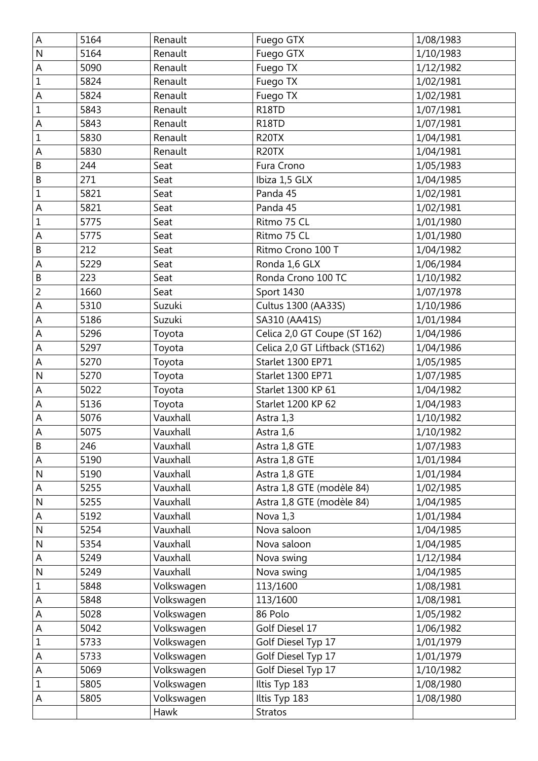| A | 5164 | Renault | Fuego GTX | 1/08/1983 |
|---|---|---|---|---|
| N | 5164 | Renault | Fuego GTX | 1/10/1983 |
| A | 5090 | Renault | Fuego TX | 1/12/1982 |
| 1 | 5824 | Renault | Fuego TX | 1/02/1981 |
| A | 5824 | Renault | Fuego TX | 1/02/1981 |
| 1 | 5843 | Renault | R18TD | 1/07/1981 |
| A | 5843 | Renault | R18TD | 1/07/1981 |
| 1 | 5830 | Renault | R20TX | 1/04/1981 |
| A | 5830 | Renault | R20TX | 1/04/1981 |
| B | 244 | Seat | Fura Crono | 1/05/1983 |
| B | 271 | Seat | Ibiza 1,5 GLX | 1/04/1985 |
| 1 | 5821 | Seat | Panda 45 | 1/02/1981 |
| A | 5821 | Seat | Panda 45 | 1/02/1981 |
| 1 | 5775 | Seat | Ritmo 75 CL | 1/01/1980 |
| A | 5775 | Seat | Ritmo 75 CL | 1/01/1980 |
| B | 212 | Seat | Ritmo Crono 100 T | 1/04/1982 |
| A | 5229 | Seat | Ronda 1,6 GLX | 1/06/1984 |
| B | 223 | Seat | Ronda Crono 100 TC | 1/10/1982 |
| 2 | 1660 | Seat | Sport 1430 | 1/07/1978 |
| A | 5310 | Suzuki | Cultus 1300 (AA33S) | 1/10/1986 |
| A | 5186 | Suzuki | SA310 (AA41S) | 1/01/1984 |
| A | 5296 | Toyota | Celica 2,0 GT Coupe (ST 162) | 1/04/1986 |
| A | 5297 | Toyota | Celica 2,0 GT Liftback (ST162) | 1/04/1986 |
| A | 5270 | Toyota | Starlet 1300 EP71 | 1/05/1985 |
| N | 5270 | Toyota | Starlet 1300 EP71 | 1/07/1985 |
| A | 5022 | Toyota | Starlet 1300 KP 61 | 1/04/1982 |
| A | 5136 | Toyota | Starlet 1200 KP 62 | 1/04/1983 |
| A | 5076 | Vauxhall | Astra 1,3 | 1/10/1982 |
| A | 5075 | Vauxhall | Astra 1,6 | 1/10/1982 |
| B | 246 | Vauxhall | Astra 1,8 GTE | 1/07/1983 |
| A | 5190 | Vauxhall | Astra 1,8 GTE | 1/01/1984 |
| N | 5190 | Vauxhall | Astra 1,8 GTE | 1/01/1984 |
| A | 5255 | Vauxhall | Astra 1,8 GTE (modèle 84) | 1/02/1985 |
| N | 5255 | Vauxhall | Astra 1,8 GTE (modèle 84) | 1/04/1985 |
| A | 5192 | Vauxhall | Nova 1,3 | 1/01/1984 |
| N | 5254 | Vauxhall | Nova saloon | 1/04/1985 |
| N | 5354 | Vauxhall | Nova saloon | 1/04/1985 |
| A | 5249 | Vauxhall | Nova swing | 1/12/1984 |
| N | 5249 | Vauxhall | Nova swing | 1/04/1985 |
| 1 | 5848 | Volkswagen | 113/1600 | 1/08/1981 |
| A | 5848 | Volkswagen | 113/1600 | 1/08/1981 |
| A | 5028 | Volkswagen | 86 Polo | 1/05/1982 |
| A | 5042 | Volkswagen | Golf Diesel 17 | 1/06/1982 |
| 1 | 5733 | Volkswagen | Golf Diesel Typ 17 | 1/01/1979 |
| A | 5733 | Volkswagen | Golf Diesel Typ 17 | 1/01/1979 |
| A | 5069 | Volkswagen | Golf Diesel Typ 17 | 1/10/1982 |
| 1 | 5805 | Volkswagen | Iltis Typ 183 | 1/08/1980 |
| A | 5805 | Volkswagen | Iltis Typ 183 | 1/08/1980 |
| | | Hawk | Stratos | |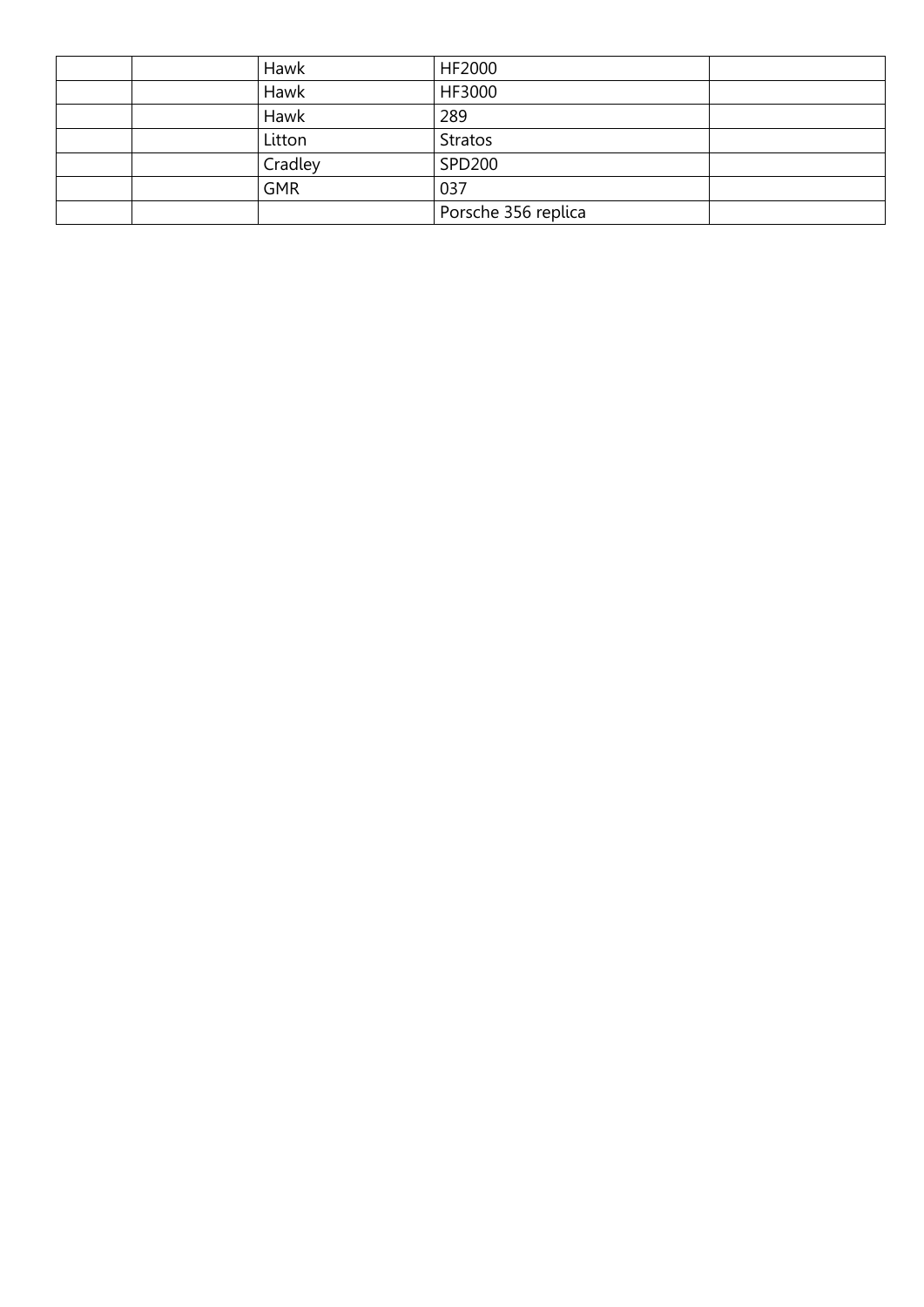| | | | | |
|---|---|---|---|---|
| | | Hawk | HF2000 | |
| | | Hawk | HF3000 | |
| | | Hawk | 289 | |
| | | Litton | Stratos | |
| | | Cradley | SPD200 | |
| | | GMR | 037 | |
| | | | Porsche 356 replica | |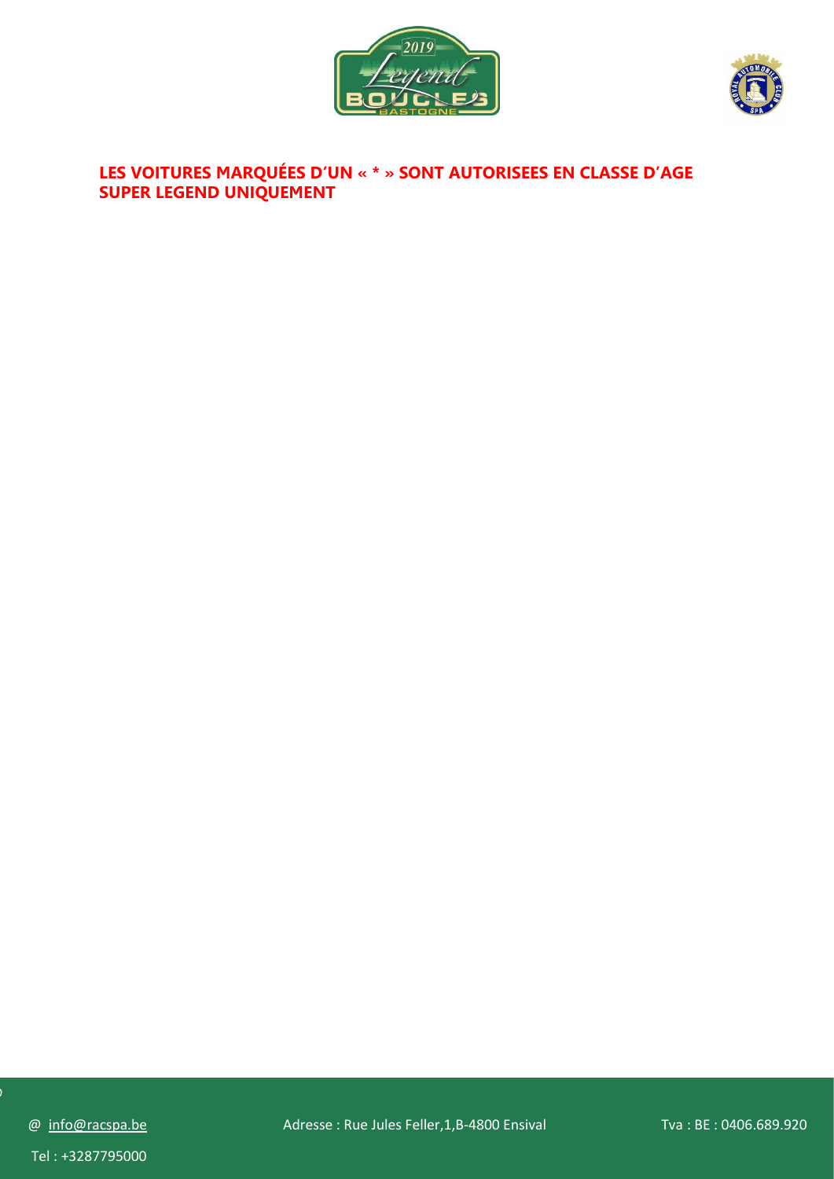**LES VOITURES MARQUÉES D'UN « * » SONT AUTORISEES EN CLASSE D'AGE SUPER LEGEND UNIQUEMENT**